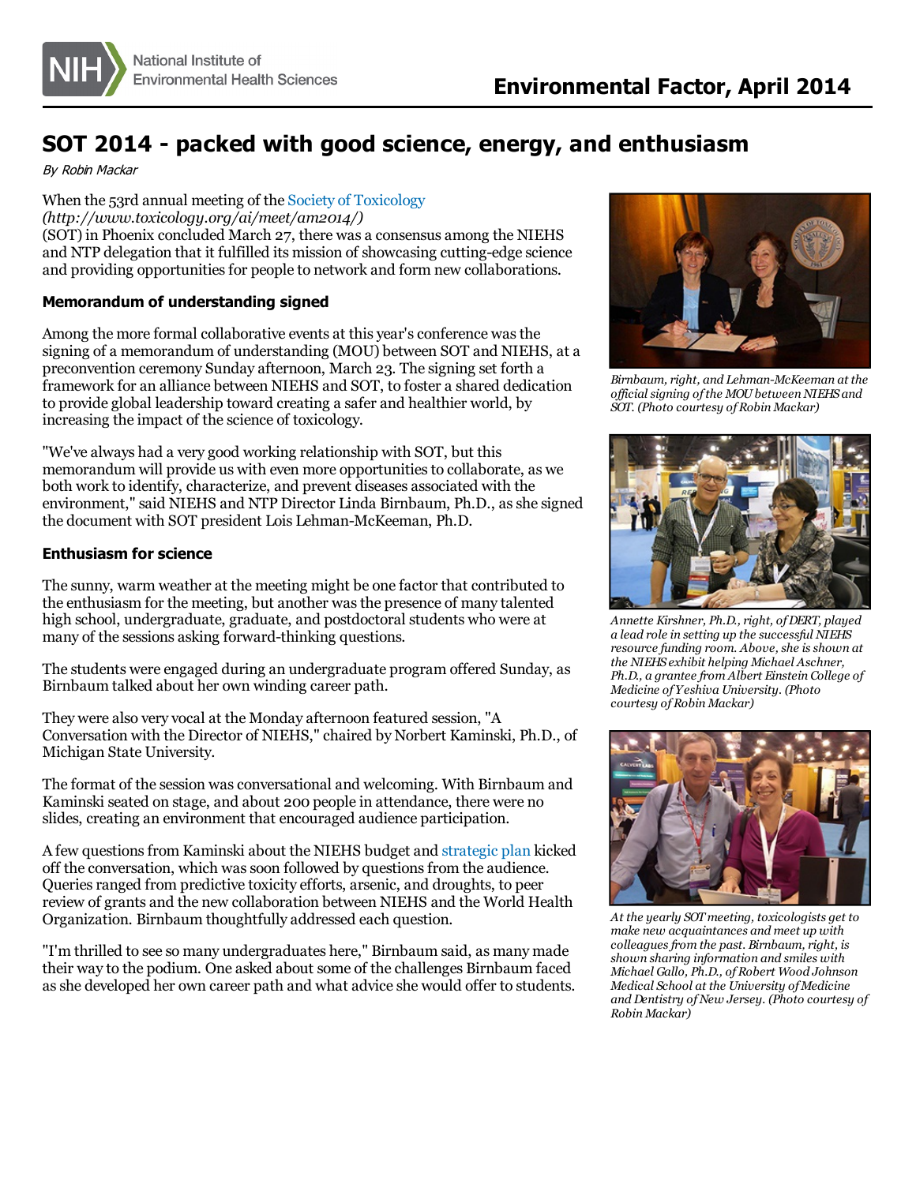# SOT 2014 - packed with good science, energy, and enthusiasm

*By Robin Mackar*

When the 53rd annual meeting of the Society of Toxicology *(http://www.toxicology.org/ai/meet/am2014/)* (SOT) in Phoenix concluded March 27, there was a consensus among the NIEHS and NTP delegation that it fulfilled its mission of showcasing cutting-edge science and providing opportunities for people to network and form new collaborations.

### Memorandum of understanding signed

Among the more formal collaborative events at this year's conference was the signing of a memorandum of understanding (MOU) between SOT and NIEHS, at a preconvention ceremony Sunday afternoon, March 23. The signing set forth a framework for an alliance between NIEHS and SOT, to foster a shared dedication to provide global leadership toward creating a safer and healthier world, by increasing the impact of the science of toxicology.

"We've always had a very good working relationship with SOT, but this memorandum will provide us with even more opportunities to collaborate, as we both work to identify, characterize, and prevent diseases associated with the environment," said NIEHS and NTP Director Linda Birnbaum, Ph.D., as she signed the document with SOT president Lois Lehman-McKeeman, Ph.D.

### Enthusiasm for science

The sunny, warm weather at the meeting might be one factor that contributed to the enthusiasm for the meeting, but another was the presence of many talented high school, undergraduate, graduate, and postdoctoral students who were at many of the sessions asking forward-thinking questions.

The students were engaged during an undergraduate program offered Sunday, as Birnbaum talked about her own winding career path.

They were also very vocal at the Monday afternoon featured session, "A Conversation with the Director of NIEHS," chaired by Norbert Kaminski, Ph.D., of Michigan State University.

The format of the session was conversational and welcoming. With Birnbaum and Kaminski seated on stage, and about 200 people in attendance, there were no slides, creating an environment that encouraged audience participation.

A few questions from Kaminski about the NIEHS budget and strategic plan kicked off the conversation, which was soon followed by questions from the audience. Queries ranged from predictive toxicity efforts, arsenic, and droughts, to peer review of grants and the new collaboration between NIEHS and the World Health Organization. Birnbaum thoughtfully addressed each question.

"I'm thrilled to see so many undergraduates here," Birnbaum said, as many made their way to the podium. One asked about some of the challenges Birnbaum faced as she developed her own career path and what advice she would offer to students.

*Birnbaum, right, and Lehman-McKeeman at the official signing of the MOU between NIEHS and SOT. (Photo courtesy of Robin Mackar)*

*Annette Kirshner, Ph.D., right, of DERT, played a lead role in setting up the successful NIEHS resource funding room. Above, she is shown at the NIEHS exhibit helping Michael Aschner, Ph.D., a grantee from Albert Einstein College of Medicine of Yeshiva University. (Photo courtesy of Robin Mackar)*

*At the yearly SOT meeting, toxicologists get to make new acquaintances and meet up with colleagues from the past. Birnbaum, right, is shown sharing information and smiles with Michael Gallo, Ph.D., of Robert Wood Johnson Medical School at the University of Medicine and Dentistry of New Jersey. (Photo courtesy of Robin Mackar)*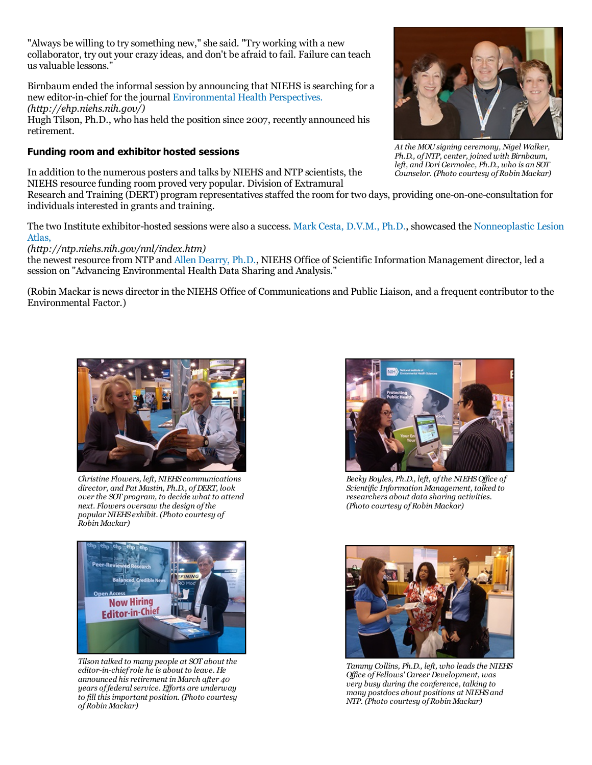"Always be willing to try something new," she said. "Try working with a new collaborator, try out your crazy ideas, and don't be afraid to fail. Failure can teach us valuable lessons."

Birnbaum ended the informal session by announcing that NIEHS is searching for a new editor-in-chief for the journal Environmental Health Perspectives. (http://ehp.niehs.nih.gov/)
Hugh Tilson, Ph.D., who has held the position since 2007, recently announced his retirement.

*At the MOU signing ceremony, Nigel Walker, Ph.D., of NTP, center, joined with Birnbaum, left, and Dori Germolec, Ph.D., who is an SOT Counselor. (Photo courtesy of Robin Mackar)*

### Funding room and exhibitor hosted sessions

In addition to the numerous posters and talks by NIEHS and NTP scientists, the NIEHS resource funding room proved very popular. Division of Extramural Research and Training (DERT) program representatives staffed the room for two days, providing one-on-one-consultation for individuals interested in grants and training.

The two Institute exhibitor-hosted sessions were also a success. Mark Cesta, D.V.M., Ph.D., showcased the Nonneoplastic Lesion Atlas, (http://ntp.niehs.nih.gov/nnl/index.htm)
the newest resource from NTP and Allen Dearry, Ph.D., NIEHS Office of Scientific Information Management director, led a session on "Advancing Environmental Health Data Sharing and Analysis."

(Robin Mackar is news director in the NIEHS Office of Communications and Public Liaison, and a frequent contributor to the Environmental Factor.)

*Christine Flowers, left, NIEHS communications director, and Pat Mastin, Ph.D., of DERT, look over the SOT program, to decide what to attend next. Flowers oversaw the design of the popular NIEHS exhibit. (Photo courtesy of Robin Mackar)*

*Becky Boyles, Ph.D., left, of the NIEHS Office of Scientific Information Management, talked to researchers about data sharing activities. (Photo courtesy of Robin Mackar)*

*Tilson talked to many people at SOT about the editor-in-chief role he is about to leave. He announced his retirement in March after 40 years of federal service. Efforts are underway to fill this important position. (Photo courtesy of Robin Mackar)*

*Tammy Collins, Ph.D., left, who leads the NIEHS Office of Fellows' Career Development, was very busy during the conference, talking to many postdocs about positions at NIEHS and NTP. (Photo courtesy of Robin Mackar)*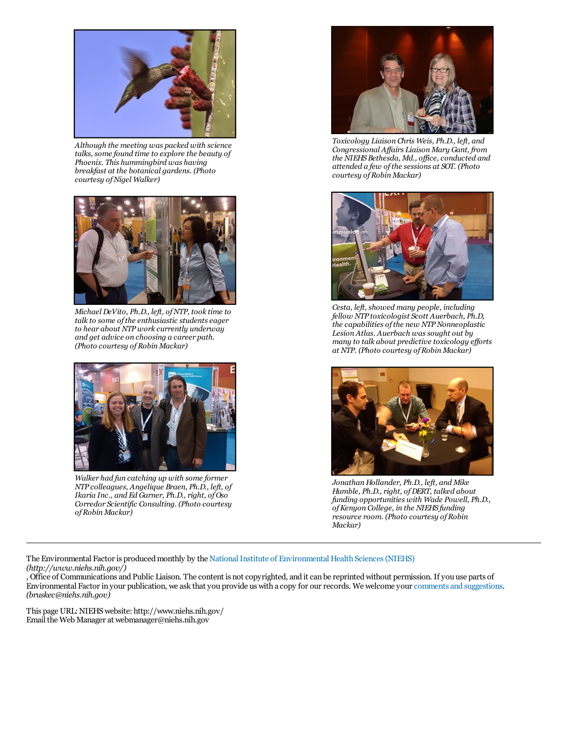*Although the meeting was packed with science talks, some found time to explore the beauty of Phoenix. This hummingbird was having breakfast at the botanical gardens. (Photo courtesy of Nigel Walker)*

*Toxicology Liaison Chris Weis, Ph.D., left, and Congressional Affairs Liaison Mary Gant, from the NIEHS Bethesda, Md., office, conducted and attended a few of the sessions at SOT. (Photo courtesy of Robin Mackar)*

*Michael DeVito, Ph.D., left, of NTP, took time to talk to some of the enthusiastic students eager to hear about NTP work currently underway and get advice on choosing a career path. (Photo courtesy of Robin Mackar)*

*Cesta, left, showed many people, including fellow NTP toxicologist Scott Auerbach, Ph.D, the capabilities of the new NTP Nonneoplastic Lesion Atlas. Auerbach was sought out by many to talk about predictive toxicology efforts at NTP. (Photo courtesy of Robin Mackar)*

*Walker had fun catching up with some former NTP colleagues, Angelique Braen, Ph.D., left, of Ikaria Inc., and Ed Garner, Ph.D., right, of Oso Corredor Scientific Consulting. (Photo courtesy of Robin Mackar)*

*Jonathan Hollander, Ph.D., left, and Mike Humble, Ph.D., right, of DERT, talked about funding opportunities with Wade Powell, Ph.D., of Kenyon College, in the NIEHS funding resource room. (Photo courtesy of Robin Mackar)*

---

The Environmental Factor is produced monthly by the National Institute of Environmental Health Sciences (NIEHS) *(http://www.niehs.nih.gov/)*
, Office of Communications and Public Liaison. The content is not copyrighted, and it can be reprinted without permission. If you use parts of Environmental Factor in your publication, we ask that you provide us with a copy for our records. We welcome your comments and suggestions. *(bruskec@niehs.nih.gov)*

This page URL: NIEHS website: http://www.niehs.nih.gov/
Email the Web Manager at webmanager@niehs.nih.gov